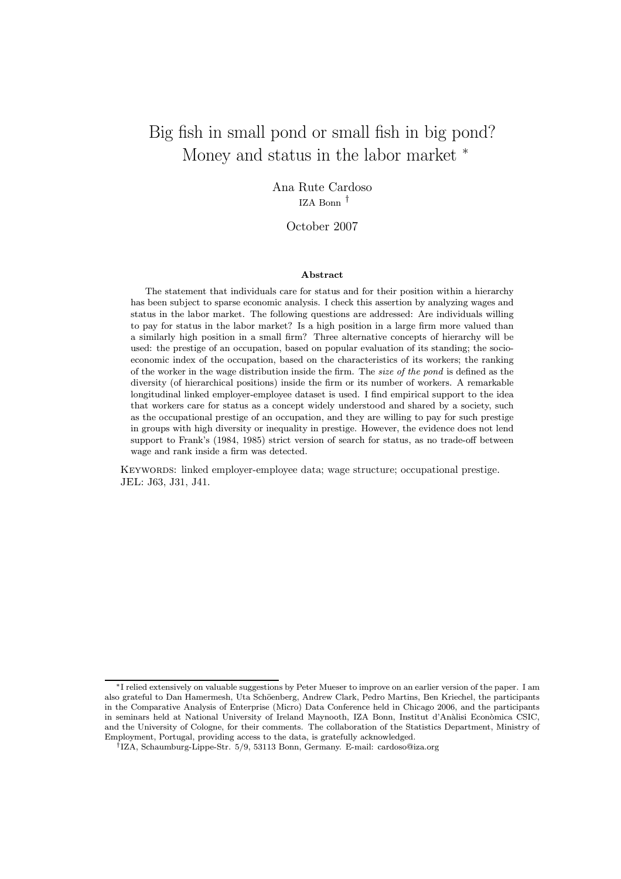# Big fish in small pond or small fish in big pond? Money and status in the labor market *

Ana Rute Cardoso
IZA Bonn †

October 2007

### Abstract

The statement that individuals care for status and for their position within a hierarchy has been subject to sparse economic analysis. I check this assertion by analyzing wages and status in the labor market. The following questions are addressed: Are individuals willing to pay for status in the labor market? Is a high position in a large firm more valued than a similarly high position in a small firm? Three alternative concepts of hierarchy will be used: the prestige of an occupation, based on popular evaluation of its standing; the socio-economic index of the occupation, based on the characteristics of its workers; the ranking of the worker in the wage distribution inside the firm. The *size of the pond* is defined as the diversity (of hierarchical positions) inside the firm or its number of workers. A remarkable longitudinal linked employer-employee dataset is used. I find empirical support to the idea that workers care for status as a concept widely understood and shared by a society, such as the occupational prestige of an occupation, and they are willing to pay for such prestige in groups with high diversity or inequality in prestige. However, the evidence does not lend support to Frank's (1984, 1985) strict version of search for status, as no trade-off between wage and rank inside a firm was detected.

KEYWORDS: linked employer-employee data; wage structure; occupational prestige.
JEL: J63, J31, J41.

---

*I relied extensively on valuable suggestions by Peter Mueser to improve on an earlier version of the paper. I am also grateful to Dan Hamermesh, Uta Schöenberg, Andrew Clark, Pedro Martins, Ben Kriechel, the participants in the Comparative Analysis of Enterprise (Micro) Data Conference held in Chicago 2006, and the participants in seminars held at National University of Ireland Maynooth, IZA Bonn, Institut d'Anàlisi Econòmica CSIC, and the University of Cologne, for their comments. The collaboration of the Statistics Department, Ministry of Employment, Portugal, providing access to the data, is gratefully acknowledged.

†IZA, Schaumburg-Lippe-Str. 5/9, 53113 Bonn, Germany. E-mail: cardoso@iza.org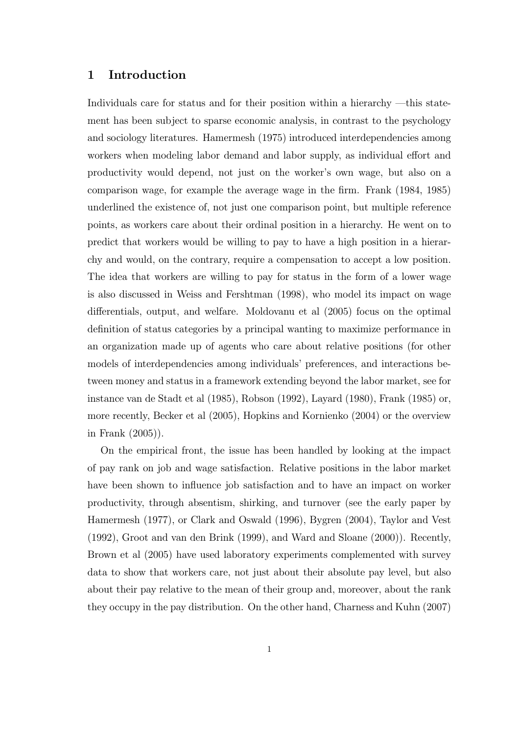## 1 Introduction

Individuals care for status and for their position within a hierarchy —this statement has been subject to sparse economic analysis, in contrast to the psychology and sociology literatures. Hamermesh (1975) introduced interdependencies among workers when modeling labor demand and labor supply, as individual effort and productivity would depend, not just on the worker's own wage, but also on a comparison wage, for example the average wage in the firm. Frank (1984, 1985) underlined the existence of, not just one comparison point, but multiple reference points, as workers care about their ordinal position in a hierarchy. He went on to predict that workers would be willing to pay to have a high position in a hierarchy and would, on the contrary, require a compensation to accept a low position. The idea that workers are willing to pay for status in the form of a lower wage is also discussed in Weiss and Fershtman (1998), who model its impact on wage differentials, output, and welfare. Moldovanu et al (2005) focus on the optimal definition of status categories by a principal wanting to maximize performance in an organization made up of agents who care about relative positions (for other models of interdependencies among individuals' preferences, and interactions between money and status in a framework extending beyond the labor market, see for instance van de Stadt et al (1985), Robson (1992), Layard (1980), Frank (1985) or, more recently, Becker et al (2005), Hopkins and Kornienko (2004) or the overview in Frank (2005)).

On the empirical front, the issue has been handled by looking at the impact of pay rank on job and wage satisfaction. Relative positions in the labor market have been shown to influence job satisfaction and to have an impact on worker productivity, through absentism, shirking, and turnover (see the early paper by Hamermesh (1977), or Clark and Oswald (1996), Bygren (2004), Taylor and Vest (1992), Groot and van den Brink (1999), and Ward and Sloane (2000)). Recently, Brown et al (2005) have used laboratory experiments complemented with survey data to show that workers care, not just about their absolute pay level, but also about their pay relative to the mean of their group and, moreover, about the rank they occupy in the pay distribution. On the other hand, Charness and Kuhn (2007)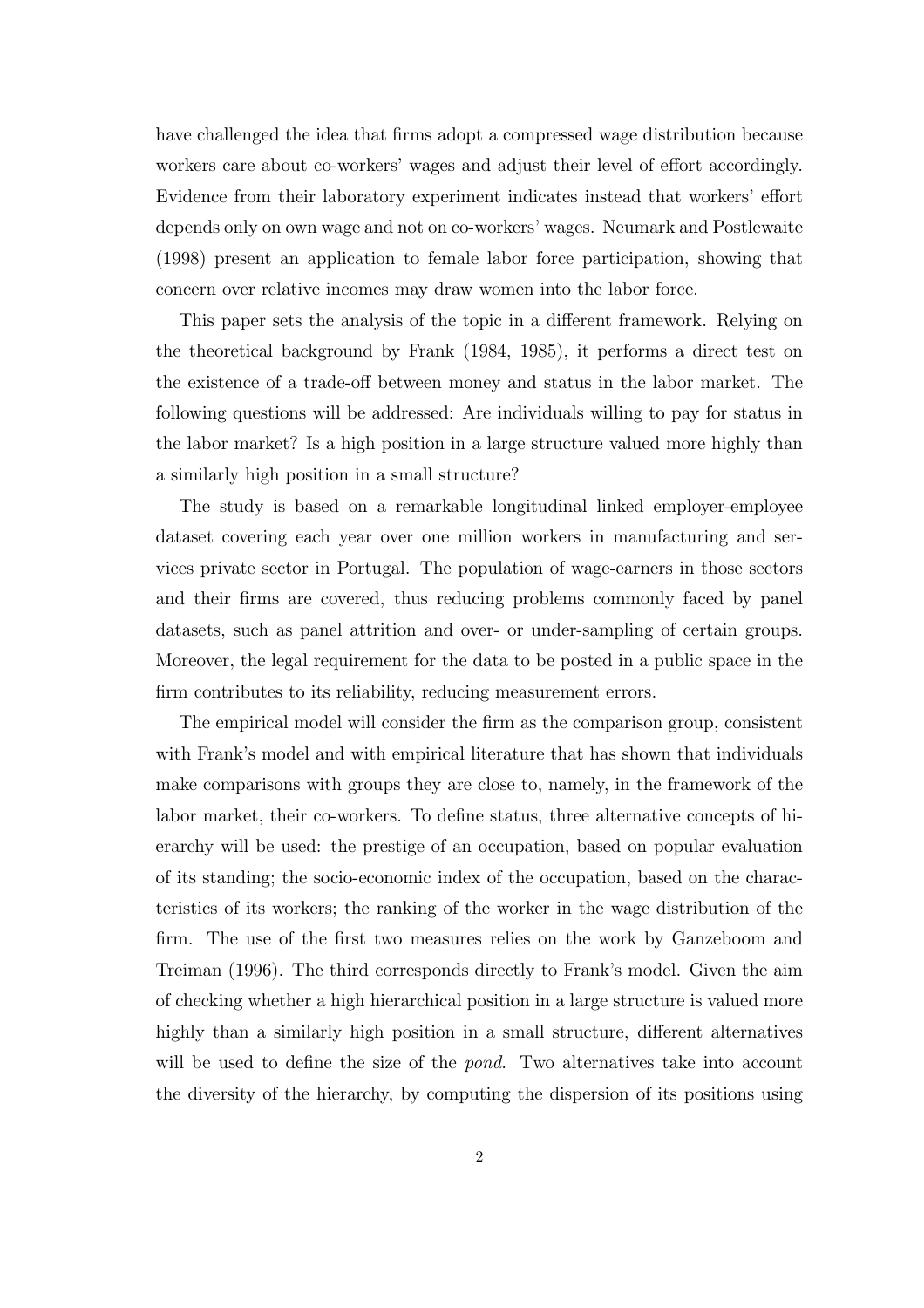have challenged the idea that firms adopt a compressed wage distribution because workers care about co-workers' wages and adjust their level of effort accordingly. Evidence from their laboratory experiment indicates instead that workers' effort depends only on own wage and not on co-workers' wages. Neumark and Postlewaite (1998) present an application to female labor force participation, showing that concern over relative incomes may draw women into the labor force.

This paper sets the analysis of the topic in a different framework. Relying on the theoretical background by Frank (1984, 1985), it performs a direct test on the existence of a trade-off between money and status in the labor market. The following questions will be addressed: Are individuals willing to pay for status in the labor market? Is a high position in a large structure valued more highly than a similarly high position in a small structure?

The study is based on a remarkable longitudinal linked employer-employee dataset covering each year over one million workers in manufacturing and services private sector in Portugal. The population of wage-earners in those sectors and their firms are covered, thus reducing problems commonly faced by panel datasets, such as panel attrition and over- or under-sampling of certain groups. Moreover, the legal requirement for the data to be posted in a public space in the firm contributes to its reliability, reducing measurement errors.

The empirical model will consider the firm as the comparison group, consistent with Frank's model and with empirical literature that has shown that individuals make comparisons with groups they are close to, namely, in the framework of the labor market, their co-workers. To define status, three alternative concepts of hierarchy will be used: the prestige of an occupation, based on popular evaluation of its standing; the socio-economic index of the occupation, based on the characteristics of its workers; the ranking of the worker in the wage distribution of the firm. The use of the first two measures relies on the work by Ganzeboom and Treiman (1996). The third corresponds directly to Frank's model. Given the aim of checking whether a high hierarchical position in a large structure is valued more highly than a similarly high position in a small structure, different alternatives will be used to define the size of the *pond*. Two alternatives take into account the diversity of the hierarchy, by computing the dispersion of its positions using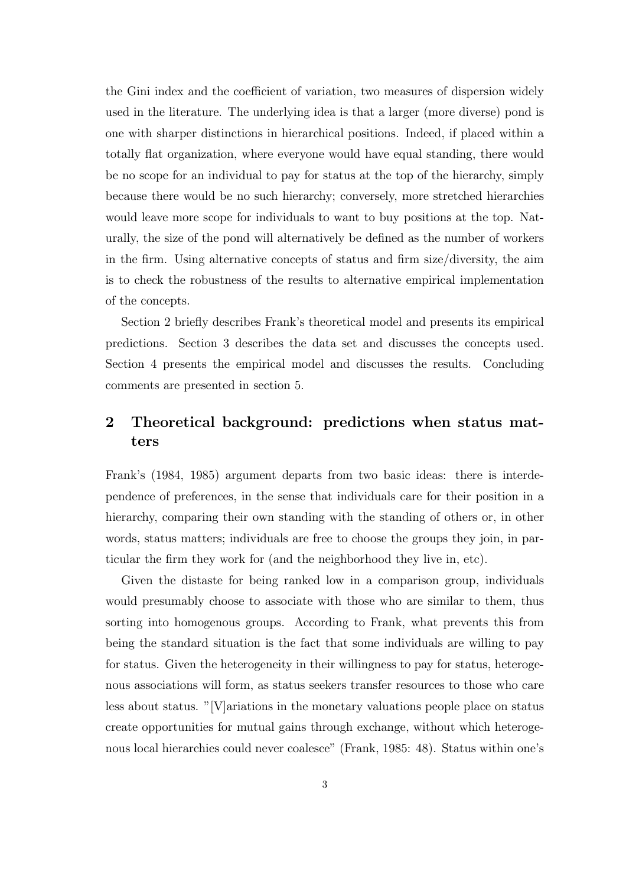the Gini index and the coefficient of variation, two measures of dispersion widely used in the literature. The underlying idea is that a larger (more diverse) pond is one with sharper distinctions in hierarchical positions. Indeed, if placed within a totally flat organization, where everyone would have equal standing, there would be no scope for an individual to pay for status at the top of the hierarchy, simply because there would be no such hierarchy; conversely, more stretched hierarchies would leave more scope for individuals to want to buy positions at the top. Naturally, the size of the pond will alternatively be defined as the number of workers in the firm. Using alternative concepts of status and firm size/diversity, the aim is to check the robustness of the results to alternative empirical implementation of the concepts.

Section 2 briefly describes Frank's theoretical model and presents its empirical predictions. Section 3 describes the data set and discusses the concepts used. Section 4 presents the empirical model and discusses the results. Concluding comments are presented in section 5.

## 2 Theoretical background: predictions when status matters

Frank's (1984, 1985) argument departs from two basic ideas: there is interdependence of preferences, in the sense that individuals care for their position in a hierarchy, comparing their own standing with the standing of others or, in other words, status matters; individuals are free to choose the groups they join, in particular the firm they work for (and the neighborhood they live in, etc).

Given the distaste for being ranked low in a comparison group, individuals would presumably choose to associate with those who are similar to them, thus sorting into homogenous groups. According to Frank, what prevents this from being the standard situation is the fact that some individuals are willing to pay for status. Given the heterogeneity in their willingness to pay for status, heterogenous associations will form, as status seekers transfer resources to those who care less about status. "[V]ariations in the monetary valuations people place on status create opportunities for mutual gains through exchange, without which heterogenous local hierarchies could never coalesce" (Frank, 1985: 48). Status within one's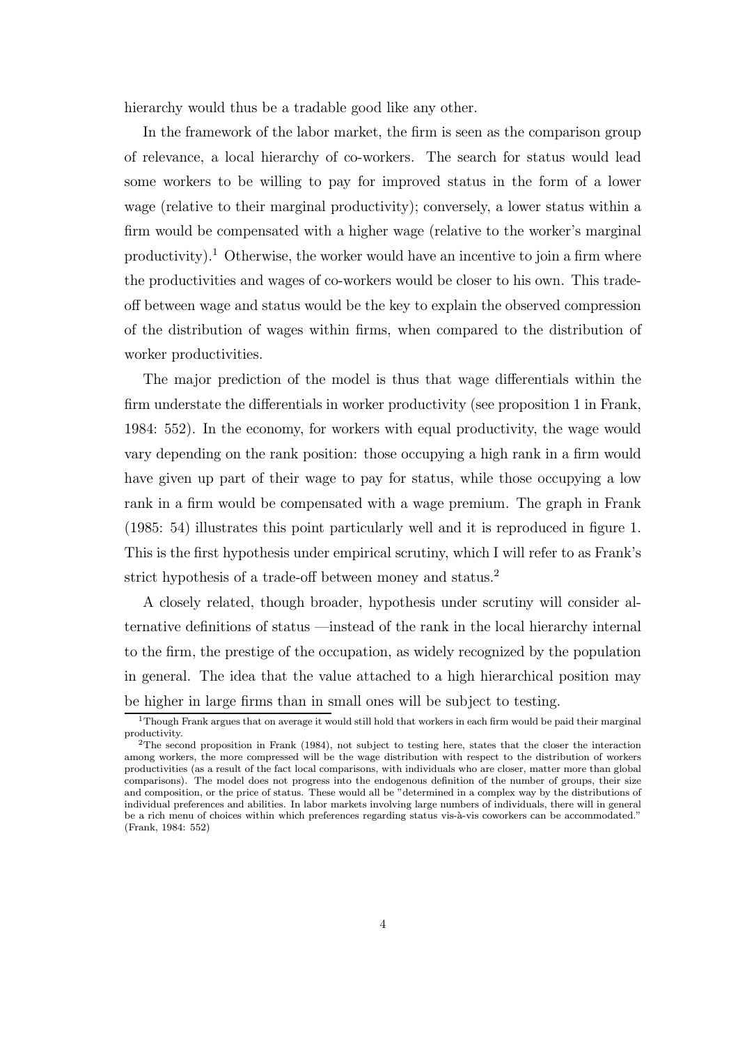hierarchy would thus be a tradable good like any other.

In the framework of the labor market, the firm is seen as the comparison group of relevance, a local hierarchy of co-workers. The search for status would lead some workers to be willing to pay for improved status in the form of a lower wage (relative to their marginal productivity); conversely, a lower status within a firm would be compensated with a higher wage (relative to the worker's marginal productivity).[1] Otherwise, the worker would have an incentive to join a firm where the productivities and wages of co-workers would be closer to his own. This trade-off between wage and status would be the key to explain the observed compression of the distribution of wages within firms, when compared to the distribution of worker productivities.

The major prediction of the model is thus that wage differentials within the firm understate the differentials in worker productivity (see proposition 1 in Frank, 1984: 552). In the economy, for workers with equal productivity, the wage would vary depending on the rank position: those occupying a high rank in a firm would have given up part of their wage to pay for status, while those occupying a low rank in a firm would be compensated with a wage premium. The graph in Frank (1985: 54) illustrates this point particularly well and it is reproduced in figure 1. This is the first hypothesis under empirical scrutiny, which I will refer to as Frank's strict hypothesis of a trade-off between money and status.[2]

A closely related, though broader, hypothesis under scrutiny will consider alternative definitions of status —instead of the rank in the local hierarchy internal to the firm, the prestige of the occupation, as widely recognized by the population in general. The idea that the value attached to a high hierarchical position may be higher in large firms than in small ones will be subject to testing.

[1] Though Frank argues that on average it would still hold that workers in each firm would be paid their marginal productivity.

[2] The second proposition in Frank (1984), not subject to testing here, states that the closer the interaction among workers, the more compressed will be the wage distribution with respect to the distribution of workers productivities (as a result of the fact local comparisons, with individuals who are closer, matter more than global comparisons). The model does not progress into the endogenous definition of the number of groups, their size and composition, or the price of status. These would all be "determined in a complex way by the distributions of individual preferences and abilities. In labor markets involving large numbers of individuals, there will in general be a rich menu of choices within which preferences regarding status vis-à-vis coworkers can be accommodated." (Frank, 1984: 552)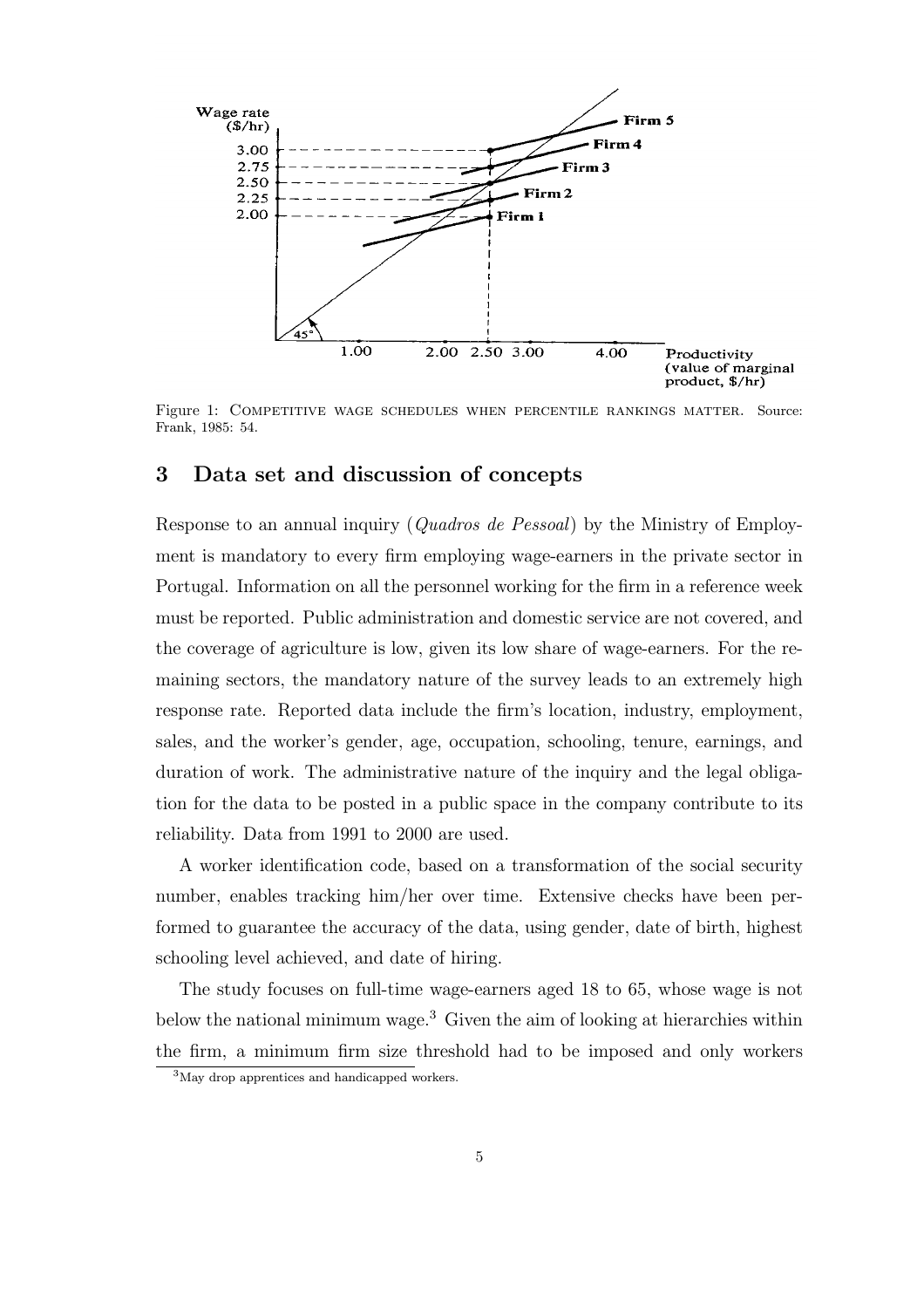Figure 1: Competitive wage schedules when percentile rankings matter. Source: Frank, 1985: 54.

## 3 Data set and discussion of concepts

Response to an annual inquiry (*Quadros de Pessoal*) by the Ministry of Employment is mandatory to every firm employing wage-earners in the private sector in Portugal. Information on all the personnel working for the firm in a reference week must be reported. Public administration and domestic service are not covered, and the coverage of agriculture is low, given its low share of wage-earners. For the remaining sectors, the mandatory nature of the survey leads to an extremely high response rate. Reported data include the firm's location, industry, employment, sales, and the worker's gender, age, occupation, schooling, tenure, earnings, and duration of work. The administrative nature of the inquiry and the legal obligation for the data to be posted in a public space in the company contribute to its reliability. Data from 1991 to 2000 are used.

A worker identification code, based on a transformation of the social security number, enables tracking him/her over time. Extensive checks have been performed to guarantee the accuracy of the data, using gender, date of birth, highest schooling level achieved, and date of hiring.

The study focuses on full-time wage-earners aged 18 to 65, whose wage is not below the national minimum wage.[3] Given the aim of looking at hierarchies within the firm, a minimum firm size threshold had to be imposed and only workers

[3] May drop apprentices and handicapped workers.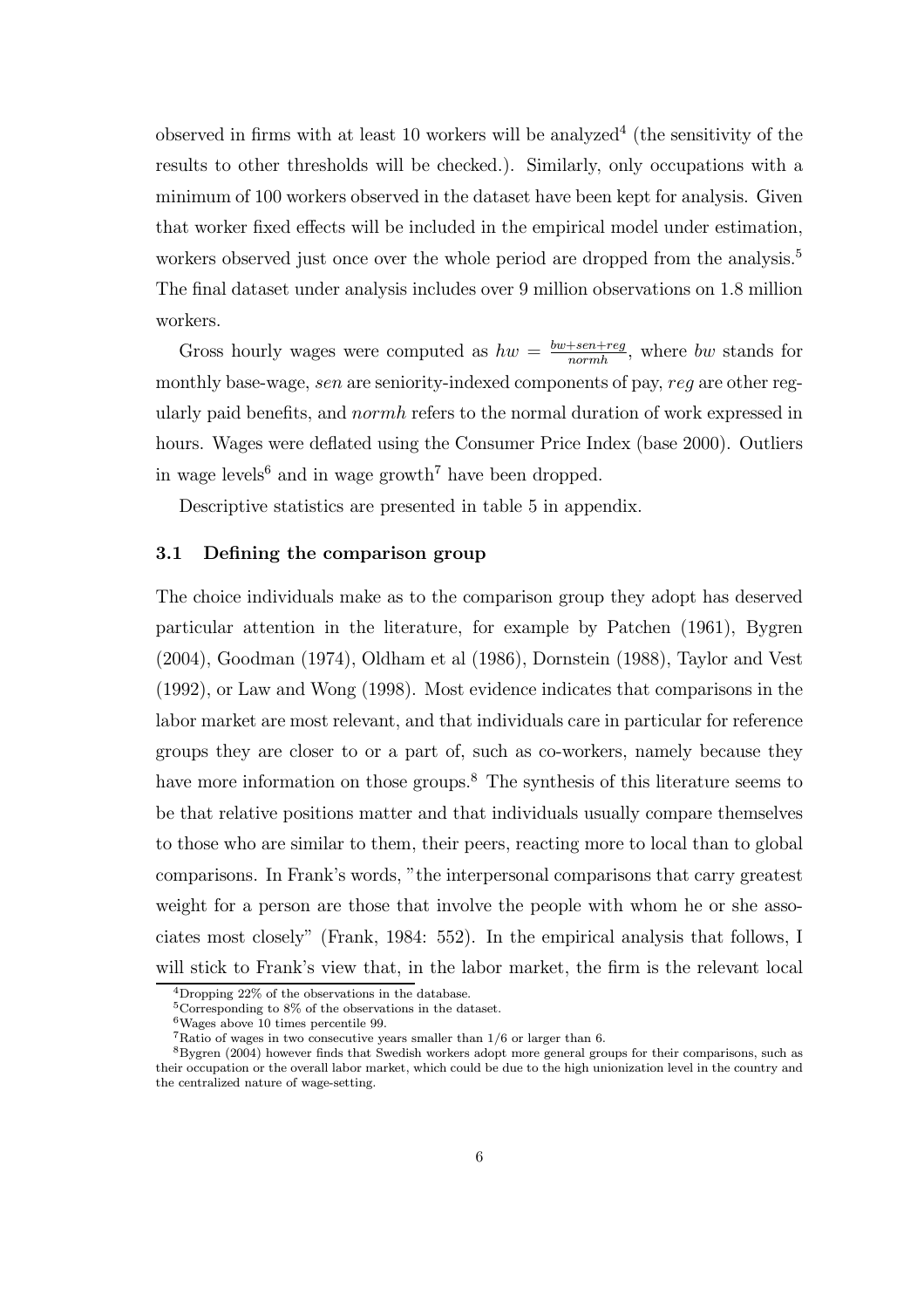observed in firms with at least 10 workers will be analyzed[4] (the sensitivity of the results to other thresholds will be checked.). Similarly, only occupations with a minimum of 100 workers observed in the dataset have been kept for analysis. Given that worker fixed effects will be included in the empirical model under estimation, workers observed just once over the whole period are dropped from the analysis.[5] The final dataset under analysis includes over 9 million observations on 1.8 million workers.

Gross hourly wages were computed as $hw = \frac{bw+sen+reg}{normh}$, where $bw$ stands for monthly base-wage, $sen$ are seniority-indexed components of pay, $reg$ are other regularly paid benefits, and $normh$ refers to the normal duration of work expressed in hours. Wages were deflated using the Consumer Price Index (base 2000). Outliers in wage levels[6] and in wage growth[7] have been dropped.

Descriptive statistics are presented in table 5 in appendix.

### 3.1 Defining the comparison group

The choice individuals make as to the comparison group they adopt has deserved particular attention in the literature, for example by Patchen (1961), Bygren (2004), Goodman (1974), Oldham et al (1986), Dornstein (1988), Taylor and Vest (1992), or Law and Wong (1998). Most evidence indicates that comparisons in the labor market are most relevant, and that individuals care in particular for reference groups they are closer to or a part of, such as co-workers, namely because they have more information on those groups.[8] The synthesis of this literature seems to be that relative positions matter and that individuals usually compare themselves to those who are similar to them, their peers, reacting more to local than to global comparisons. In Frank's words, "the interpersonal comparisons that carry greatest weight for a person are those that involve the people with whom he or she associates most closely" (Frank, 1984: 552). In the empirical analysis that follows, I will stick to Frank's view that, in the labor market, the firm is the relevant local

[4] Dropping 22% of the observations in the database.

[5] Corresponding to 8% of the observations in the dataset.

[6] Wages above 10 times percentile 99.

[7] Ratio of wages in two consecutive years smaller than 1/6 or larger than 6.

[8] Bygren (2004) however finds that Swedish workers adopt more general groups for their comparisons, such as their occupation or the overall labor market, which could be due to the high unionization level in the country and the centralized nature of wage-setting.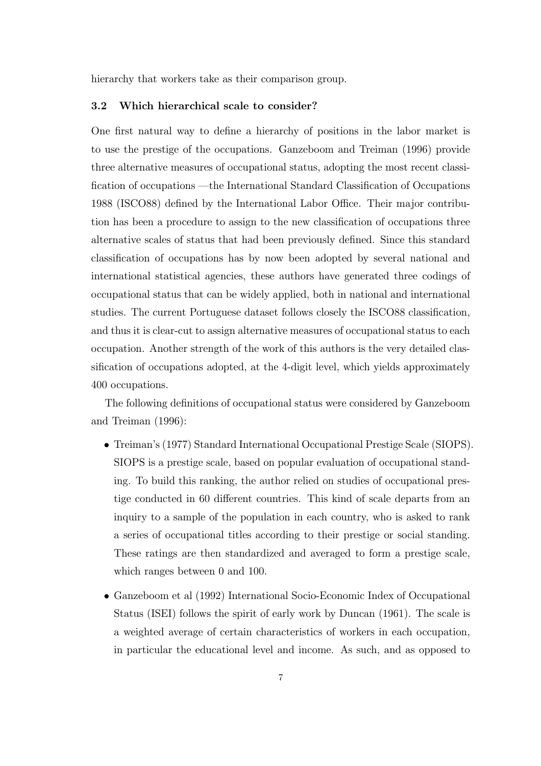hierarchy that workers take as their comparison group.

### 3.2 Which hierarchical scale to consider?

One first natural way to define a hierarchy of positions in the labor market is to use the prestige of the occupations. Ganzeboom and Treiman (1996) provide three alternative measures of occupational status, adopting the most recent classification of occupations —the International Standard Classification of Occupations 1988 (ISCO88) defined by the International Labor Office. Their major contribution has been a procedure to assign to the new classification of occupations three alternative scales of status that had been previously defined. Since this standard classification of occupations has by now been adopted by several national and international statistical agencies, these authors have generated three codings of occupational status that can be widely applied, both in national and international studies. The current Portuguese dataset follows closely the ISCO88 classification, and thus it is clear-cut to assign alternative measures of occupational status to each occupation. Another strength of the work of this authors is the very detailed classification of occupations adopted, at the 4-digit level, which yields approximately 400 occupations.

The following definitions of occupational status were considered by Ganzeboom and Treiman (1996):

- Treiman's (1977) Standard International Occupational Prestige Scale (SIOPS). SIOPS is a prestige scale, based on popular evaluation of occupational standing. To build this ranking, the author relied on studies of occupational prestige conducted in 60 different countries. This kind of scale departs from an inquiry to a sample of the population in each country, who is asked to rank a series of occupational titles according to their prestige or social standing. These ratings are then standardized and averaged to form a prestige scale, which ranges between 0 and 100.

- Ganzeboom et al (1992) International Socio-Economic Index of Occupational Status (ISEI) follows the spirit of early work by Duncan (1961). The scale is a weighted average of certain characteristics of workers in each occupation, in particular the educational level and income. As such, and as opposed to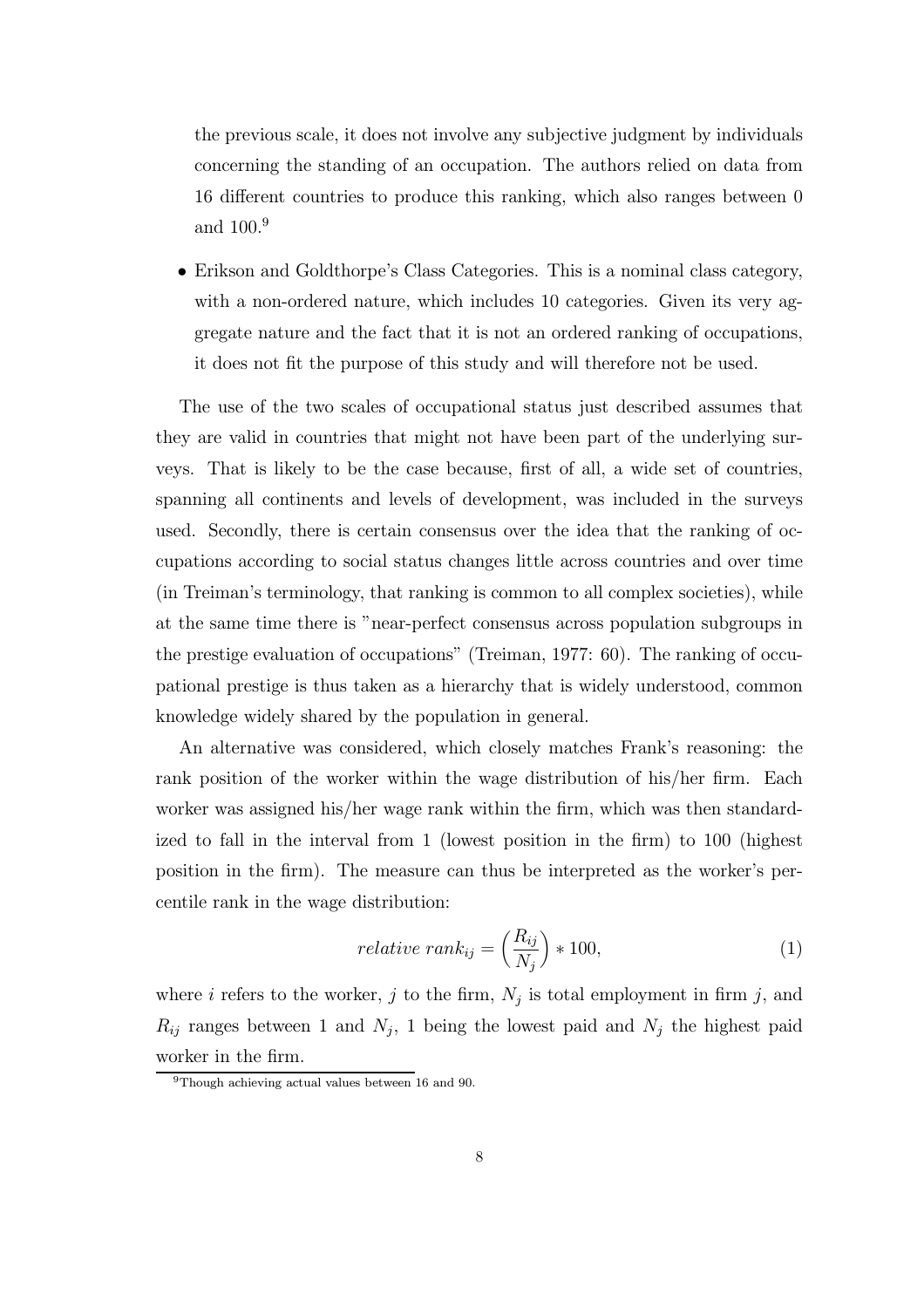the previous scale, it does not involve any subjective judgment by individuals concerning the standing of an occupation. The authors relied on data from 16 different countries to produce this ranking, which also ranges between 0 and 100.[9]

- Erikson and Goldthorpe's Class Categories. This is a nominal class category, with a non-ordered nature, which includes 10 categories. Given its very aggregate nature and the fact that it is not an ordered ranking of occupations, it does not fit the purpose of this study and will therefore not be used.

The use of the two scales of occupational status just described assumes that they are valid in countries that might not have been part of the underlying surveys. That is likely to be the case because, first of all, a wide set of countries, spanning all continents and levels of development, was included in the surveys used. Secondly, there is certain consensus over the idea that the ranking of occupations according to social status changes little across countries and over time (in Treiman's terminology, that ranking is common to all complex societies), while at the same time there is "near-perfect consensus across population subgroups in the prestige evaluation of occupations" (Treiman, 1977: 60). The ranking of occupational prestige is thus taken as a hierarchy that is widely understood, common knowledge widely shared by the population in general.

An alternative was considered, which closely matches Frank's reasoning: the rank position of the worker within the wage distribution of his/her firm. Each worker was assigned his/her wage rank within the firm, which was then standardized to fall in the interval from 1 (lowest position in the firm) to 100 (highest position in the firm). The measure can thus be interpreted as the worker's percentile rank in the wage distribution:

$$relative\ rank_{ij} = \left(\frac{R_{ij}}{N_j}\right) * 100, \tag{1}$$

where $i$ refers to the worker, $j$ to the firm, $N_j$ is total employment in firm $j$, and $R_{ij}$ ranges between 1 and $N_j$, 1 being the lowest paid and $N_j$ the highest paid worker in the firm.

[9] Though achieving actual values between 16 and 90.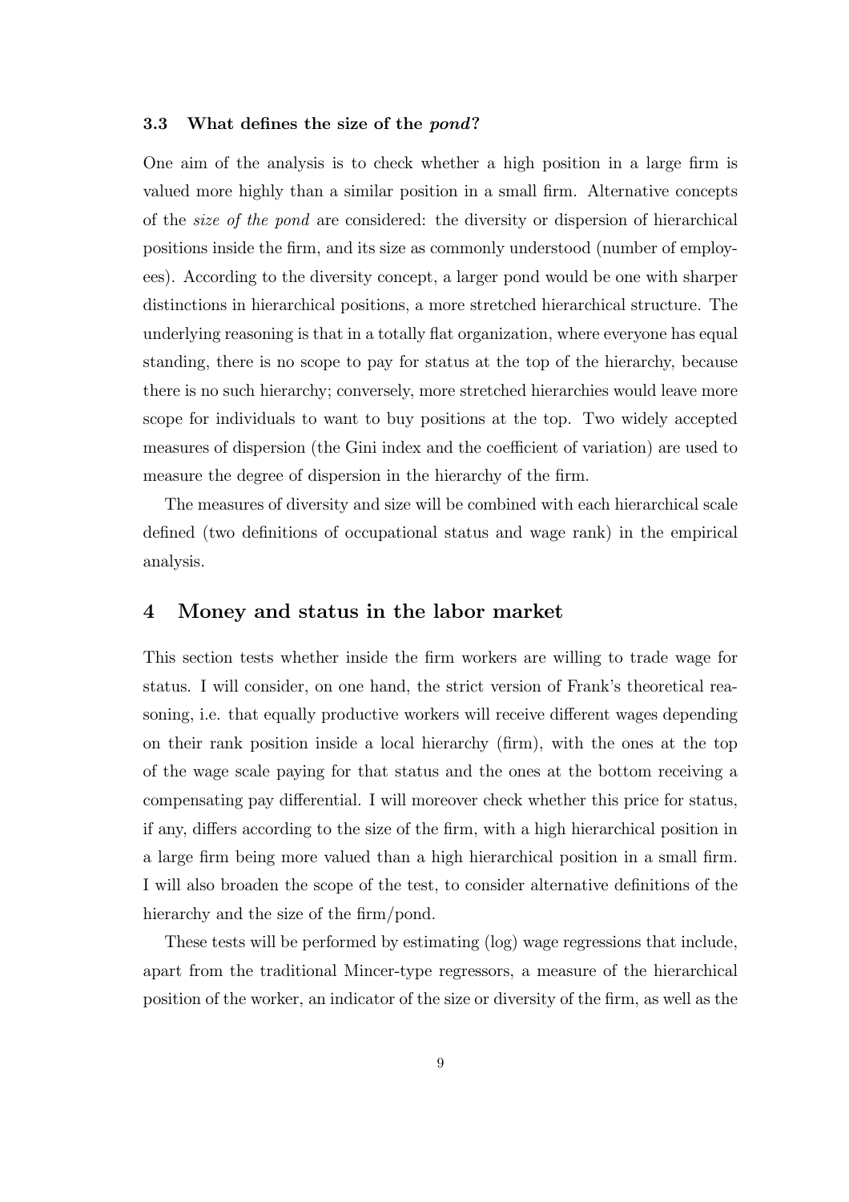### 3.3 What defines the size of the *pond*?

One aim of the analysis is to check whether a high position in a large firm is valued more highly than a similar position in a small firm. Alternative concepts of the *size of the pond* are considered: the diversity or dispersion of hierarchical positions inside the firm, and its size as commonly understood (number of employees). According to the diversity concept, a larger pond would be one with sharper distinctions in hierarchical positions, a more stretched hierarchical structure. The underlying reasoning is that in a totally flat organization, where everyone has equal standing, there is no scope to pay for status at the top of the hierarchy, because there is no such hierarchy; conversely, more stretched hierarchies would leave more scope for individuals to want to buy positions at the top. Two widely accepted measures of dispersion (the Gini index and the coefficient of variation) are used to measure the degree of dispersion in the hierarchy of the firm.

The measures of diversity and size will be combined with each hierarchical scale defined (two definitions of occupational status and wage rank) in the empirical analysis.

## 4 Money and status in the labor market

This section tests whether inside the firm workers are willing to trade wage for status. I will consider, on one hand, the strict version of Frank's theoretical reasoning, i.e. that equally productive workers will receive different wages depending on their rank position inside a local hierarchy (firm), with the ones at the top of the wage scale paying for that status and the ones at the bottom receiving a compensating pay differential. I will moreover check whether this price for status, if any, differs according to the size of the firm, with a high hierarchical position in a large firm being more valued than a high hierarchical position in a small firm. I will also broaden the scope of the test, to consider alternative definitions of the hierarchy and the size of the firm/pond.

These tests will be performed by estimating (log) wage regressions that include, apart from the traditional Mincer-type regressors, a measure of the hierarchical position of the worker, an indicator of the size or diversity of the firm, as well as the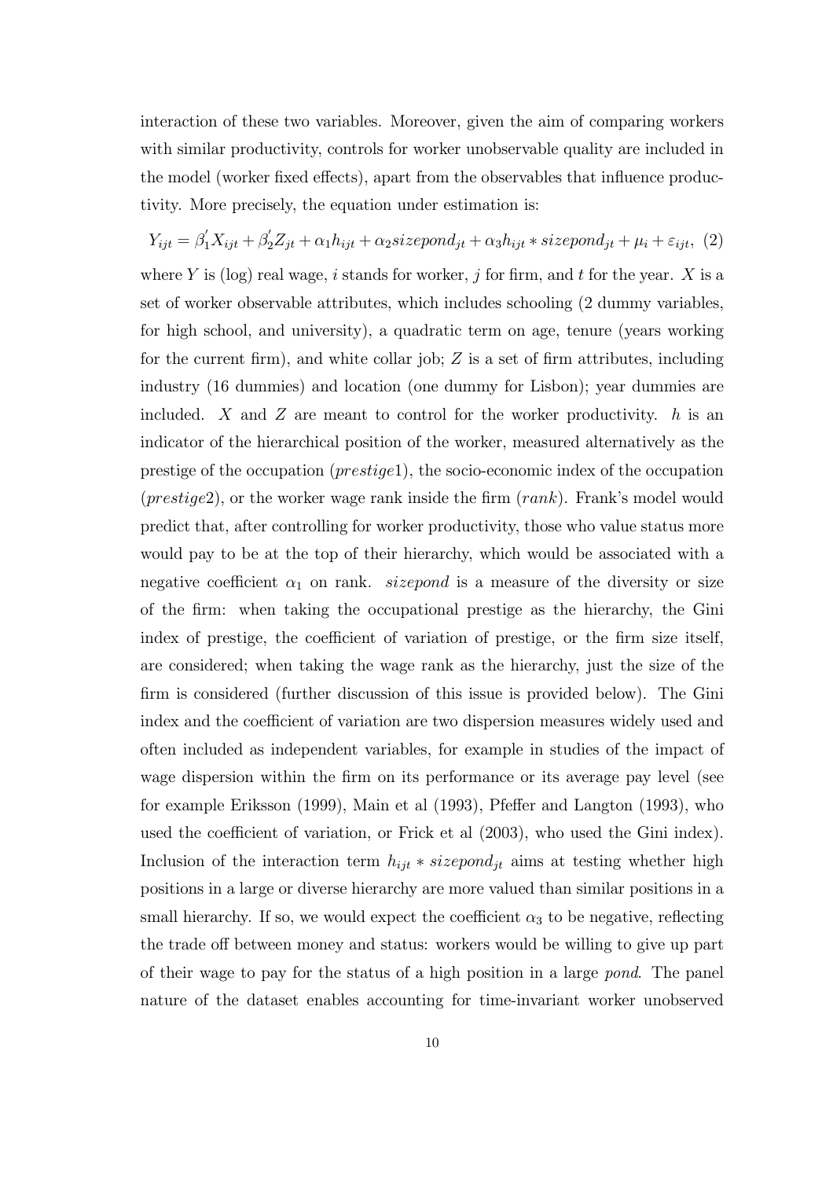interaction of these two variables. Moreover, given the aim of comparing workers with similar productivity, controls for worker unobservable quality are included in the model (worker fixed effects), apart from the observables that influence productivity. More precisely, the equation under estimation is:

$$Y_{ijt} = \beta_1^{'} X_{ijt} + \beta_2^{'} Z_{jt} + \alpha_1 h_{ijt} + \alpha_2 sizepond_{jt} + \alpha_3 h_{ijt} * sizepond_{jt} + \mu_i + \varepsilon_{ijt}, \quad (2)$$

where $Y$ is (log) real wage, $i$ stands for worker, $j$ for firm, and $t$ for the year. $X$ is a set of worker observable attributes, which includes schooling (2 dummy variables, for high school, and university), a quadratic term on age, tenure (years working for the current firm), and white collar job; $Z$ is a set of firm attributes, including industry (16 dummies) and location (one dummy for Lisbon); year dummies are included. $X$ and $Z$ are meant to control for the worker productivity. $h$ is an indicator of the hierarchical position of the worker, measured alternatively as the prestige of the occupation ($prestige1$), the socio-economic index of the occupation ($prestige2$), or the worker wage rank inside the firm ($rank$). Frank's model would predict that, after controlling for worker productivity, those who value status more would pay to be at the top of their hierarchy, which would be associated with a negative coefficient $\alpha_1$ on rank. $sizepond$ is a measure of the diversity or size of the firm: when taking the occupational prestige as the hierarchy, the Gini index of prestige, the coefficient of variation of prestige, or the firm size itself, are considered; when taking the wage rank as the hierarchy, just the size of the firm is considered (further discussion of this issue is provided below). The Gini index and the coefficient of variation are two dispersion measures widely used and often included as independent variables, for example in studies of the impact of wage dispersion within the firm on its performance or its average pay level (see for example Eriksson (1999), Main et al (1993), Pfeffer and Langton (1993), who used the coefficient of variation, or Frick et al (2003), who used the Gini index). Inclusion of the interaction term $h_{ijt} * sizepond_{jt}$ aims at testing whether high positions in a large or diverse hierarchy are more valued than similar positions in a small hierarchy. If so, we would expect the coefficient $\alpha_3$ to be negative, reflecting the trade off between money and status: workers would be willing to give up part of their wage to pay for the status of a high position in a large *pond*. The panel nature of the dataset enables accounting for time-invariant worker unobserved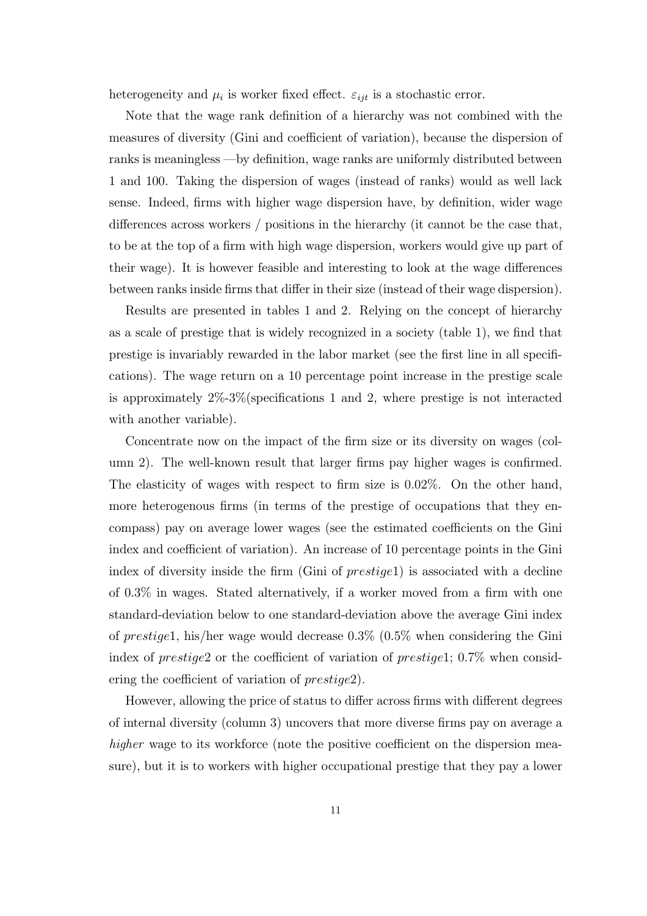heterogeneity and $\mu_i$ is worker fixed effect. $\varepsilon_{ijt}$ is a stochastic error.

Note that the wage rank definition of a hierarchy was not combined with the measures of diversity (Gini and coefficient of variation), because the dispersion of ranks is meaningless —by definition, wage ranks are uniformly distributed between 1 and 100. Taking the dispersion of wages (instead of ranks) would as well lack sense. Indeed, firms with higher wage dispersion have, by definition, wider wage differences across workers / positions in the hierarchy (it cannot be the case that, to be at the top of a firm with high wage dispersion, workers would give up part of their wage). It is however feasible and interesting to look at the wage differences between ranks inside firms that differ in their size (instead of their wage dispersion).

Results are presented in tables 1 and 2. Relying on the concept of hierarchy as a scale of prestige that is widely recognized in a society (table 1), we find that prestige is invariably rewarded in the labor market (see the first line in all specifications). The wage return on a 10 percentage point increase in the prestige scale is approximately 2%-3%(specifications 1 and 2, where prestige is not interacted with another variable).

Concentrate now on the impact of the firm size or its diversity on wages (column 2). The well-known result that larger firms pay higher wages is confirmed. The elasticity of wages with respect to firm size is 0.02%. On the other hand, more heterogenous firms (in terms of the prestige of occupations that they encompass) pay on average lower wages (see the estimated coefficients on the Gini index and coefficient of variation). An increase of 10 percentage points in the Gini index of diversity inside the firm (Gini of *prestige*1) is associated with a decline of 0.3% in wages. Stated alternatively, if a worker moved from a firm with one standard-deviation below to one standard-deviation above the average Gini index of *prestige*1, his/her wage would decrease 0.3% (0.5% when considering the Gini index of *prestige*2 or the coefficient of variation of *prestige*1; 0.7% when considering the coefficient of variation of *prestige*2).

However, allowing the price of status to differ across firms with different degrees of internal diversity (column 3) uncovers that more diverse firms pay on average a *higher* wage to its workforce (note the positive coefficient on the dispersion measure), but it is to workers with higher occupational prestige that they pay a lower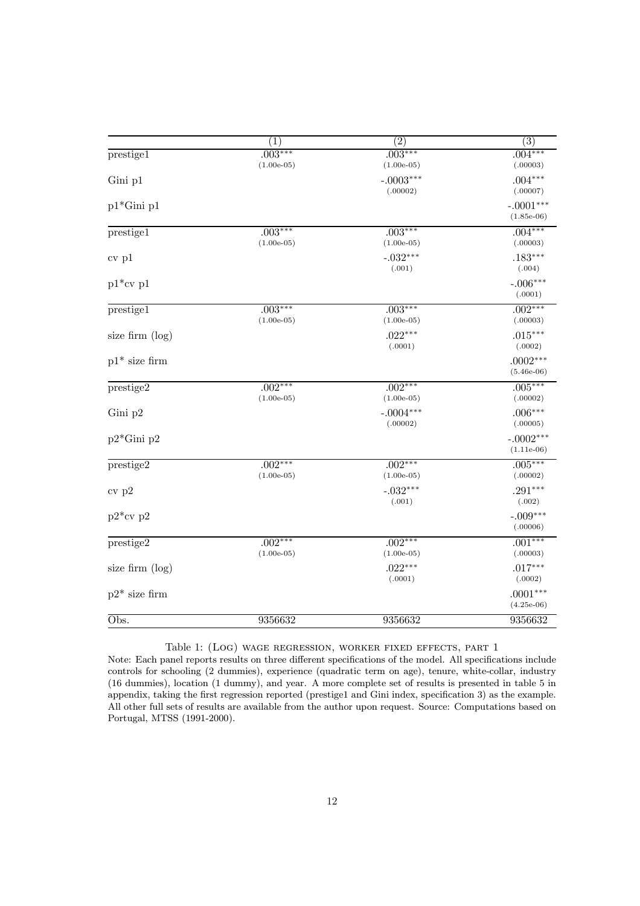| | (1) | (2) | (3) |
|---|---|---|---|
| prestige1 | .003*** | .003*** | .004*** |
| | (1.00e-05) | (1.00e-05) | (.00003) |
| Gini p1 | | -.0003*** | .004*** |
| | | (.00002) | (.00007) |
| p1*Gini p1 | | | -.0001*** |
| | | | (1.85e-06) |
| prestige1 | .003*** | .003*** | .004*** |
| | (1.00e-05) | (1.00e-05) | (.00003) |
| cv p1 | | -.032*** | .183*** |
| | | (.001) | (.004) |
| p1*cv p1 | | | -.006*** |
| | | | (.0001) |
| prestige1 | .003*** | .003*** | .002*** |
| | (1.00e-05) | (1.00e-05) | (.00003) |
| size firm (log) | | .022*** | .015*** |
| | | (.0001) | (.0002) |
| p1* size firm | | | .0002*** |
| | | | (5.46e-06) |
| prestige2 | .002*** | .002*** | .005*** |
| | (1.00e-05) | (1.00e-05) | (.00002) |
| Gini p2 | | -.0004*** | .006*** |
| | | (.00002) | (.00005) |
| p2*Gini p2 | | | -.0002*** |
| | | | (1.11e-06) |
| prestige2 | .002*** | .002*** | .005*** |
| | (1.00e-05) | (1.00e-05) | (.00002) |
| cv p2 | | -.032*** | .291*** |
| | | (.001) | (.002) |
| p2*cv p2 | | | -.009*** |
| | | | (.00006) |
| prestige2 | .002*** | .002*** | .001*** |
| | (1.00e-05) | (1.00e-05) | (.00003) |
| size firm (log) | | .022*** | .017*** |
| | | (.0001) | (.0002) |
| p2* size firm | | | .0001*** |
| | | | (4.25e-06) |
| Obs. | 9356632 | 9356632 | 9356632 |

Table 1: (Log) wage regression, worker fixed effects, part 1

Note: Each panel reports results on three different specifications of the model. All specifications include controls for schooling (2 dummies), experience (quadratic term on age), tenure, white-collar, industry (16 dummies), location (1 dummy), and year. A more complete set of results is presented in table 5 in appendix, taking the first regression reported (prestige1 and Gini index, specification 3) as the example. All other full sets of results are available from the author upon request. Source: Computations based on Portugal, MTSS (1991-2000).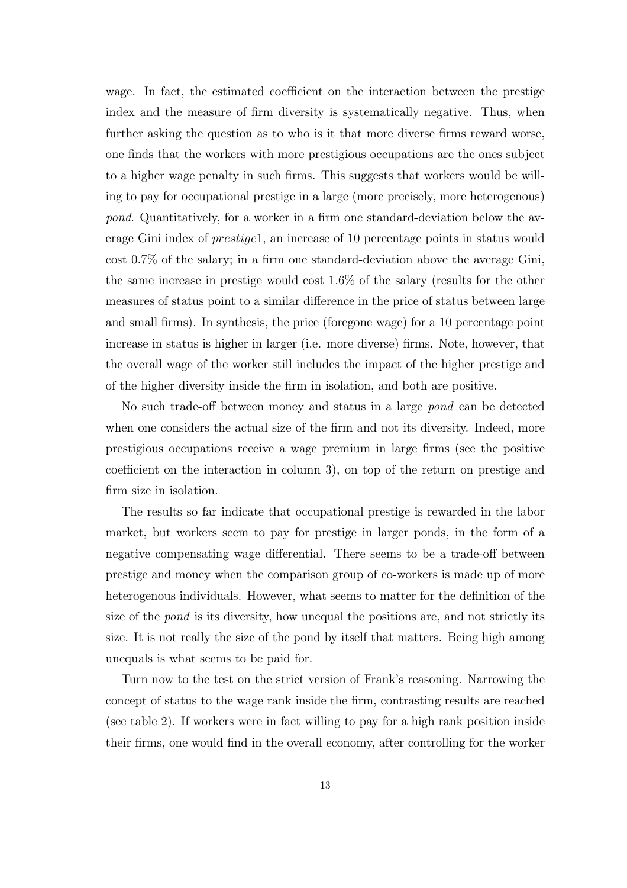wage. In fact, the estimated coefficient on the interaction between the prestige index and the measure of firm diversity is systematically negative. Thus, when further asking the question as to who is it that more diverse firms reward worse, one finds that the workers with more prestigious occupations are the ones subject to a higher wage penalty in such firms. This suggests that workers would be willing to pay for occupational prestige in a large (more precisely, more heterogenous) *pond*. Quantitatively, for a worker in a firm one standard-deviation below the average Gini index of *prestige*1, an increase of 10 percentage points in status would cost 0.7% of the salary; in a firm one standard-deviation above the average Gini, the same increase in prestige would cost 1.6% of the salary (results for the other measures of status point to a similar difference in the price of status between large and small firms). In synthesis, the price (foregone wage) for a 10 percentage point increase in status is higher in larger (i.e. more diverse) firms. Note, however, that the overall wage of the worker still includes the impact of the higher prestige and of the higher diversity inside the firm in isolation, and both are positive.

No such trade-off between money and status in a large *pond* can be detected when one considers the actual size of the firm and not its diversity. Indeed, more prestigious occupations receive a wage premium in large firms (see the positive coefficient on the interaction in column 3), on top of the return on prestige and firm size in isolation.

The results so far indicate that occupational prestige is rewarded in the labor market, but workers seem to pay for prestige in larger ponds, in the form of a negative compensating wage differential. There seems to be a trade-off between prestige and money when the comparison group of co-workers is made up of more heterogenous individuals. However, what seems to matter for the definition of the size of the *pond* is its diversity, how unequal the positions are, and not strictly its size. It is not really the size of the pond by itself that matters. Being high among unequals is what seems to be paid for.

Turn now to the test on the strict version of Frank's reasoning. Narrowing the concept of status to the wage rank inside the firm, contrasting results are reached (see table 2). If workers were in fact willing to pay for a high rank position inside their firms, one would find in the overall economy, after controlling for the worker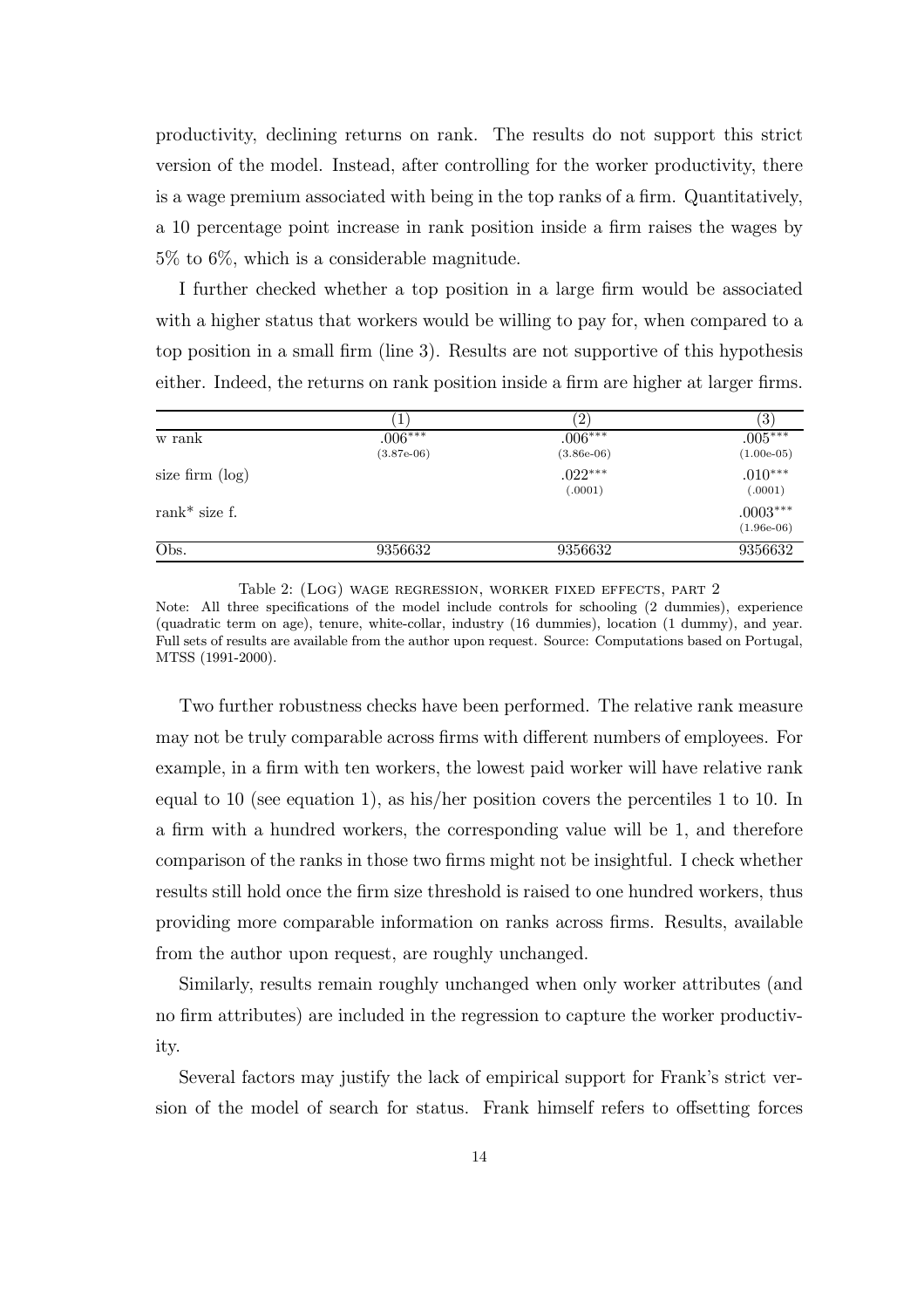productivity, declining returns on rank. The results do not support this strict version of the model. Instead, after controlling for the worker productivity, there is a wage premium associated with being in the top ranks of a firm. Quantitatively, a 10 percentage point increase in rank position inside a firm raises the wages by 5% to 6%, which is a considerable magnitude.

I further checked whether a top position in a large firm would be associated with a higher status that workers would be willing to pay for, when compared to a top position in a small firm (line 3). Results are not supportive of this hypothesis either. Indeed, the returns on rank position inside a firm are higher at larger firms.

| | (1) | (2) | (3) |
|---|---|---|---|
| w rank | .006*** (3.87e-06) | .006*** (3.86e-06) | .005*** (1.00e-05) |
| size firm (log) | | .022*** (.0001) | .010*** (.0001) |
| rank* size f. | | | .0003*** (1.96e-06) |
| Obs. | 9356632 | 9356632 | 9356632 |

Table 2: (Log) wage regression, worker fixed effects, part 2

Note: All three specifications of the model include controls for schooling (2 dummies), experience (quadratic term on age), tenure, white-collar, industry (16 dummies), location (1 dummy), and year. Full sets of results are available from the author upon request. Source: Computations based on Portugal, MTSS (1991-2000).

Two further robustness checks have been performed. The relative rank measure may not be truly comparable across firms with different numbers of employees. For example, in a firm with ten workers, the lowest paid worker will have relative rank equal to 10 (see equation 1), as his/her position covers the percentiles 1 to 10. In a firm with a hundred workers, the corresponding value will be 1, and therefore comparison of the ranks in those two firms might not be insightful. I check whether results still hold once the firm size threshold is raised to one hundred workers, thus providing more comparable information on ranks across firms. Results, available from the author upon request, are roughly unchanged.

Similarly, results remain roughly unchanged when only worker attributes (and no firm attributes) are included in the regression to capture the worker productivity.

Several factors may justify the lack of empirical support for Frank's strict version of the model of search for status. Frank himself refers to offsetting forces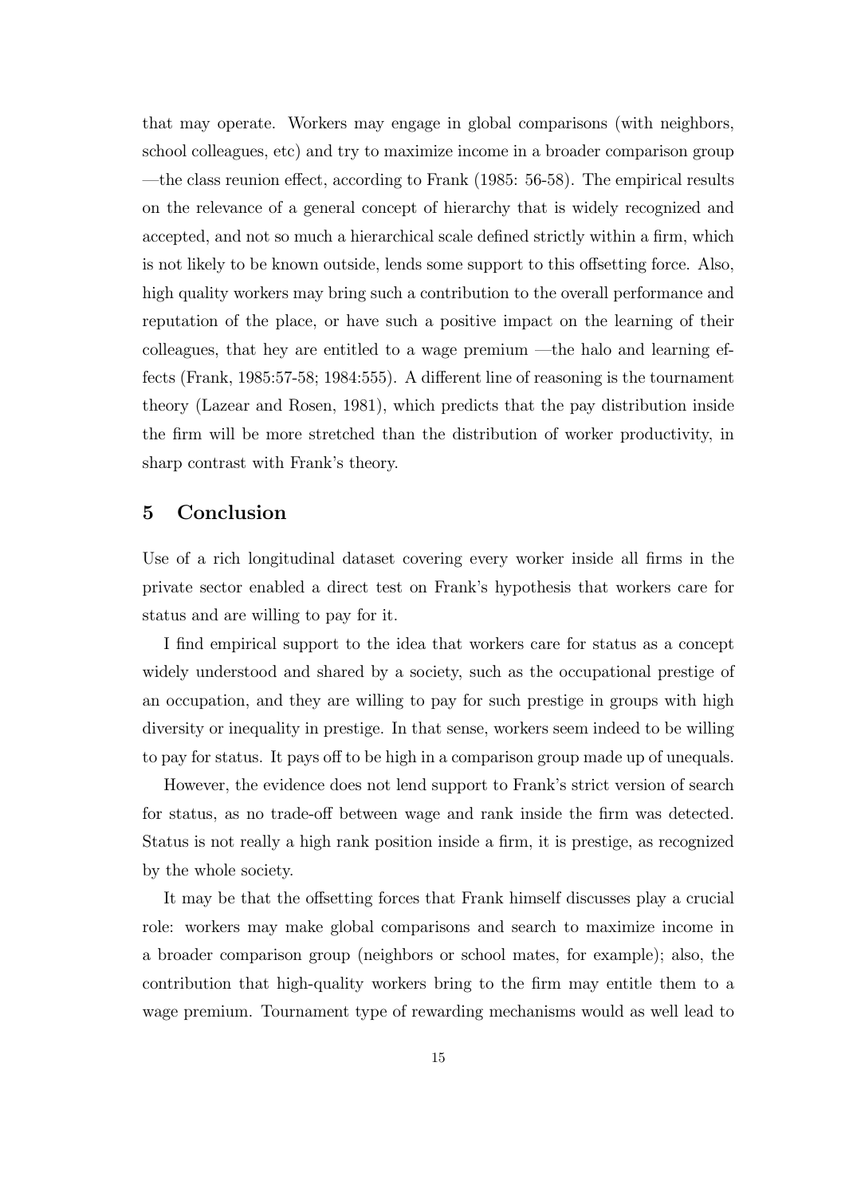that may operate. Workers may engage in global comparisons (with neighbors, school colleagues, etc) and try to maximize income in a broader comparison group —the class reunion effect, according to Frank (1985: 56-58). The empirical results on the relevance of a general concept of hierarchy that is widely recognized and accepted, and not so much a hierarchical scale defined strictly within a firm, which is not likely to be known outside, lends some support to this offsetting force. Also, high quality workers may bring such a contribution to the overall performance and reputation of the place, or have such a positive impact on the learning of their colleagues, that hey are entitled to a wage premium —the halo and learning effects (Frank, 1985:57-58; 1984:555). A different line of reasoning is the tournament theory (Lazear and Rosen, 1981), which predicts that the pay distribution inside the firm will be more stretched than the distribution of worker productivity, in sharp contrast with Frank's theory.

## 5 Conclusion

Use of a rich longitudinal dataset covering every worker inside all firms in the private sector enabled a direct test on Frank's hypothesis that workers care for status and are willing to pay for it.

I find empirical support to the idea that workers care for status as a concept widely understood and shared by a society, such as the occupational prestige of an occupation, and they are willing to pay for such prestige in groups with high diversity or inequality in prestige. In that sense, workers seem indeed to be willing to pay for status. It pays off to be high in a comparison group made up of unequals.

However, the evidence does not lend support to Frank's strict version of search for status, as no trade-off between wage and rank inside the firm was detected. Status is not really a high rank position inside a firm, it is prestige, as recognized by the whole society.

It may be that the offsetting forces that Frank himself discusses play a crucial role: workers may make global comparisons and search to maximize income in a broader comparison group (neighbors or school mates, for example); also, the contribution that high-quality workers bring to the firm may entitle them to a wage premium. Tournament type of rewarding mechanisms would as well lead to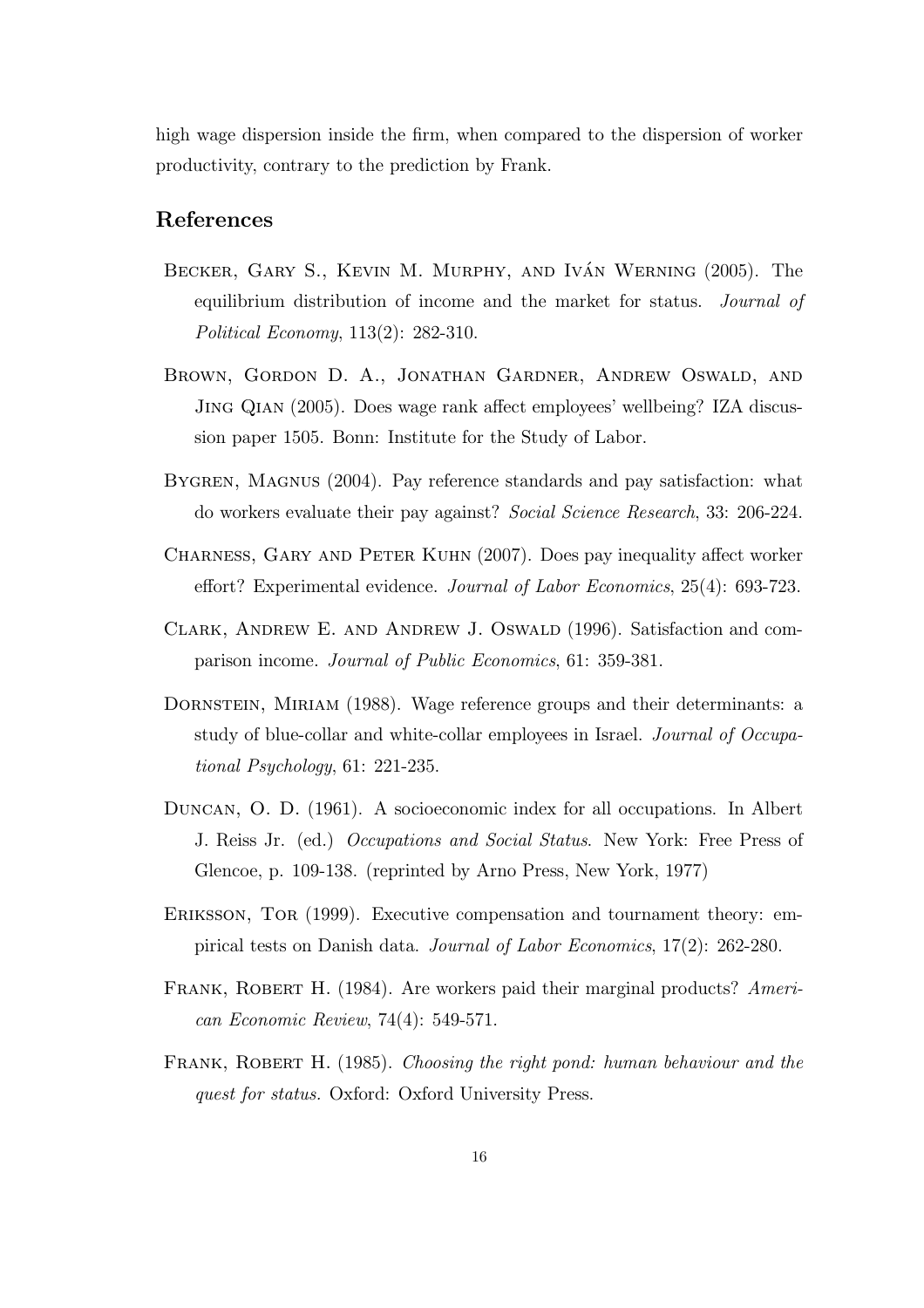high wage dispersion inside the firm, when compared to the dispersion of worker productivity, contrary to the prediction by Frank.

## References

Becker, Gary S., Kevin M. Murphy, and Iván Werning (2005). The equilibrium distribution of income and the market for status. *Journal of Political Economy*, 113(2): 282-310.

Brown, Gordon D. A., Jonathan Gardner, Andrew Oswald, and Jing Qian (2005). Does wage rank affect employees' wellbeing? IZA discussion paper 1505. Bonn: Institute for the Study of Labor.

Bygren, Magnus (2004). Pay reference standards and pay satisfaction: what do workers evaluate their pay against? *Social Science Research*, 33: 206-224.

Charness, Gary and Peter Kuhn (2007). Does pay inequality affect worker effort? Experimental evidence. *Journal of Labor Economics*, 25(4): 693-723.

Clark, Andrew E. and Andrew J. Oswald (1996). Satisfaction and comparison income. *Journal of Public Economics*, 61: 359-381.

Dornstein, Miriam (1988). Wage reference groups and their determinants: a study of blue-collar and white-collar employees in Israel. *Journal of Occupational Psychology*, 61: 221-235.

Duncan, O. D. (1961). A socioeconomic index for all occupations. In Albert J. Reiss Jr. (ed.) *Occupations and Social Status*. New York: Free Press of Glencoe, p. 109-138. (reprinted by Arno Press, New York, 1977)

Eriksson, Tor (1999). Executive compensation and tournament theory: empirical tests on Danish data. *Journal of Labor Economics*, 17(2): 262-280.

Frank, Robert H. (1984). Are workers paid their marginal products? *American Economic Review*, 74(4): 549-571.

Frank, Robert H. (1985). *Choosing the right pond: human behaviour and the quest for status.* Oxford: Oxford University Press.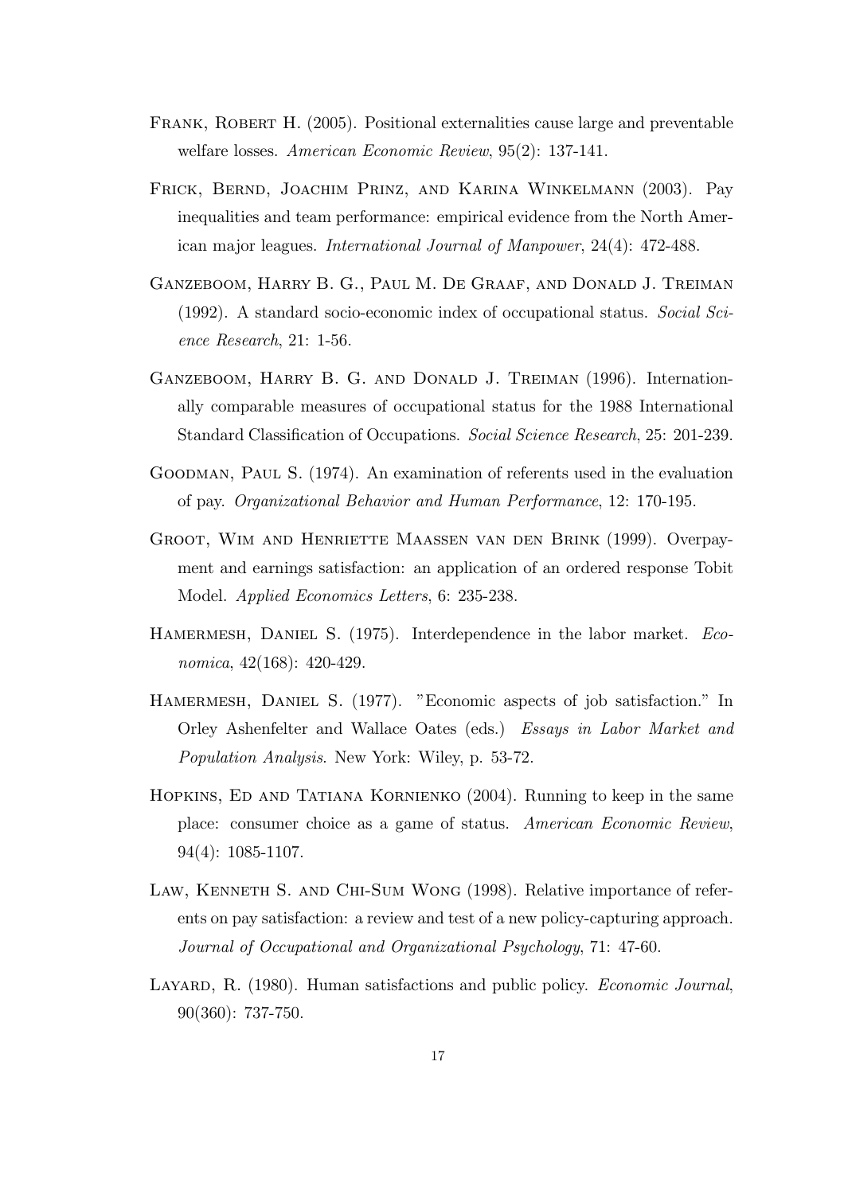Frank, Robert H. (2005). Positional externalities cause large and preventable welfare losses. *American Economic Review*, 95(2): 137-141.

Frick, Bernd, Joachim Prinz, and Karina Winkelmann (2003). Pay inequalities and team performance: empirical evidence from the North American major leagues. *International Journal of Manpower*, 24(4): 472-488.

Ganzeboom, Harry B. G., Paul M. De Graaf, and Donald J. Treiman (1992). A standard socio-economic index of occupational status. *Social Science Research*, 21: 1-56.

Ganzeboom, Harry B. G. and Donald J. Treiman (1996). Internationally comparable measures of occupational status for the 1988 International Standard Classification of Occupations. *Social Science Research*, 25: 201-239.

Goodman, Paul S. (1974). An examination of referents used in the evaluation of pay. *Organizational Behavior and Human Performance*, 12: 170-195.

Groot, Wim and Henriette Maassen van den Brink (1999). Overpayment and earnings satisfaction: an application of an ordered response Tobit Model. *Applied Economics Letters*, 6: 235-238.

Hamermesh, Daniel S. (1975). Interdependence in the labor market. *Economica*, 42(168): 420-429.

Hamermesh, Daniel S. (1977). "Economic aspects of job satisfaction." In Orley Ashenfelter and Wallace Oates (eds.) *Essays in Labor Market and Population Analysis*. New York: Wiley, p. 53-72.

Hopkins, Ed and Tatiana Kornienko (2004). Running to keep in the same place: consumer choice as a game of status. *American Economic Review*, 94(4): 1085-1107.

Law, Kenneth S. and Chi-Sum Wong (1998). Relative importance of referents on pay satisfaction: a review and test of a new policy-capturing approach. *Journal of Occupational and Organizational Psychology*, 71: 47-60.

Layard, R. (1980). Human satisfactions and public policy. *Economic Journal*, 90(360): 737-750.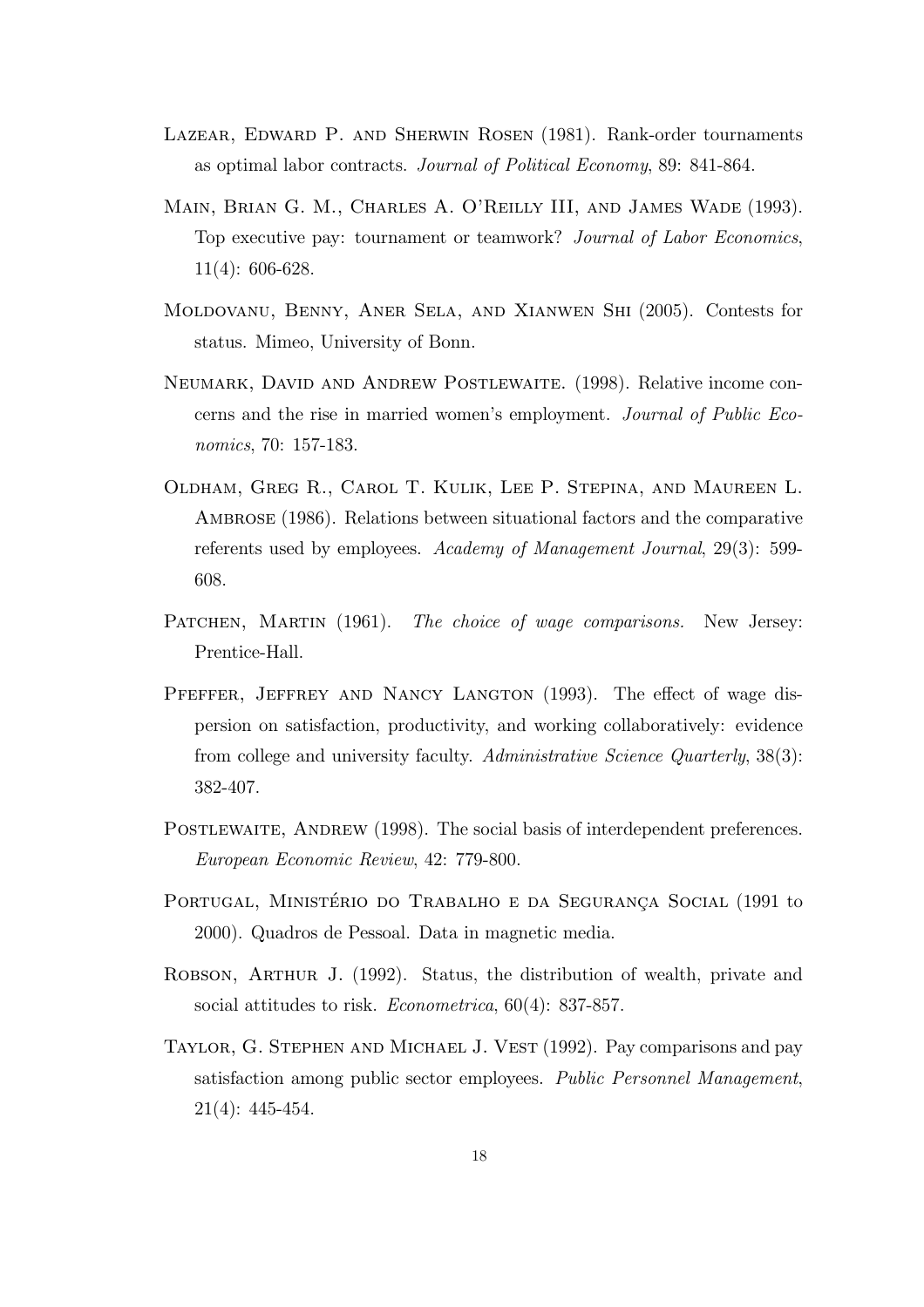Lazear, Edward P. and Sherwin Rosen (1981). Rank-order tournaments as optimal labor contracts. *Journal of Political Economy*, 89: 841-864.

Main, Brian G. M., Charles A. O'Reilly III, and James Wade (1993). Top executive pay: tournament or teamwork? *Journal of Labor Economics*, 11(4): 606-628.

Moldovanu, Benny, Aner Sela, and Xianwen Shi (2005). Contests for status. Mimeo, University of Bonn.

Neumark, David and Andrew Postlewaite. (1998). Relative income concerns and the rise in married women's employment. *Journal of Public Economics*, 70: 157-183.

Oldham, Greg R., Carol T. Kulik, Lee P. Stepina, and Maureen L. Ambrose (1986). Relations between situational factors and the comparative referents used by employees. *Academy of Management Journal*, 29(3): 599-608.

Patchen, Martin (1961). *The choice of wage comparisons.* New Jersey: Prentice-Hall.

Pfeffer, Jeffrey and Nancy Langton (1993). The effect of wage dispersion on satisfaction, productivity, and working collaboratively: evidence from college and university faculty. *Administrative Science Quarterly*, 38(3): 382-407.

Postlewaite, Andrew (1998). The social basis of interdependent preferences. *European Economic Review*, 42: 779-800.

Portugal, Ministério do Trabalho e da Segurança Social (1991 to 2000). Quadros de Pessoal. Data in magnetic media.

Robson, Arthur J. (1992). Status, the distribution of wealth, private and social attitudes to risk. *Econometrica*, 60(4): 837-857.

Taylor, G. Stephen and Michael J. Vest (1992). Pay comparisons and pay satisfaction among public sector employees. *Public Personnel Management*, 21(4): 445-454.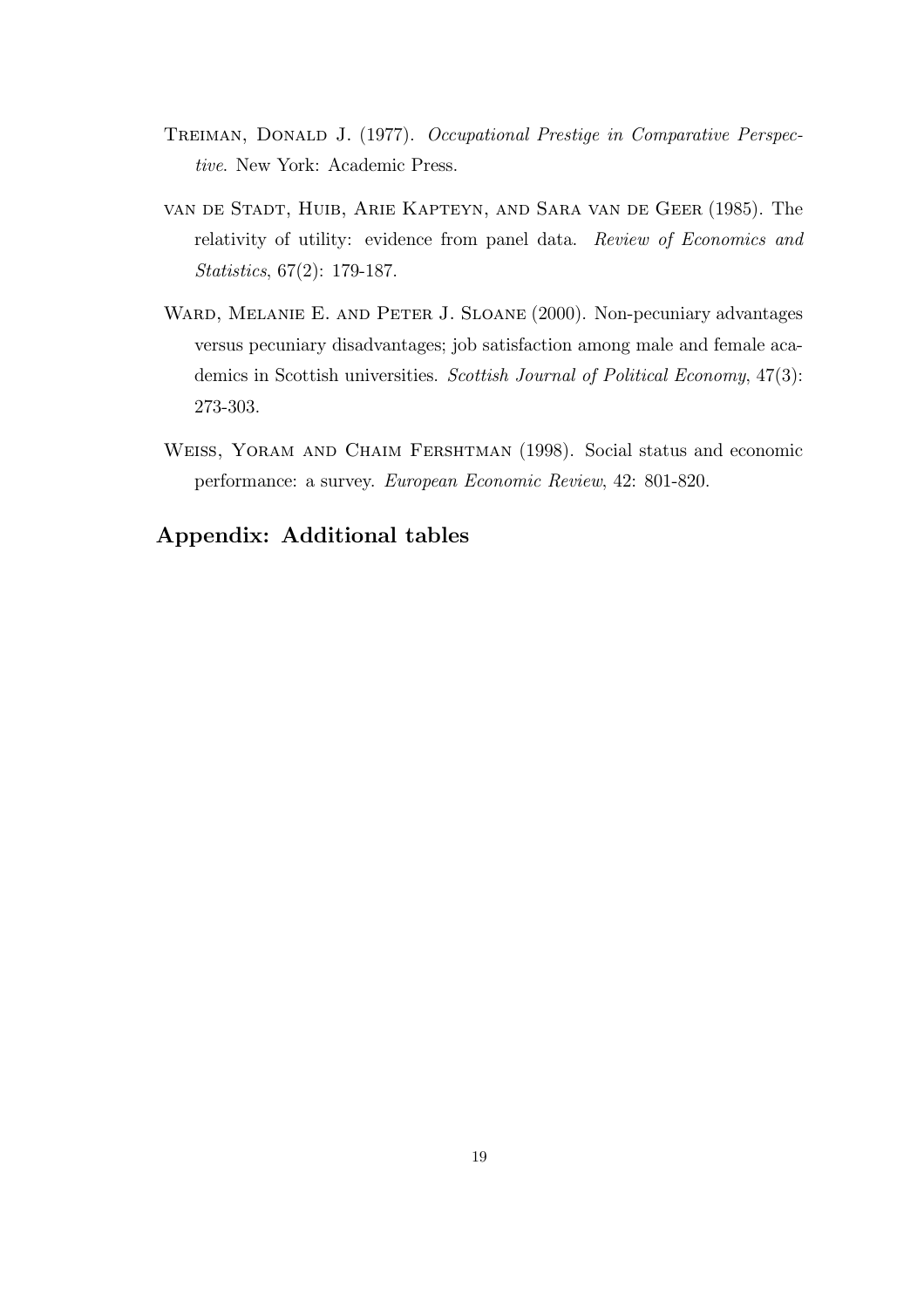Treiman, Donald J. (1977). *Occupational Prestige in Comparative Perspective*. New York: Academic Press.

van de Stadt, Huib, Arie Kapteyn, and Sara van de Geer (1985). The relativity of utility: evidence from panel data. *Review of Economics and Statistics*, 67(2): 179-187.

Ward, Melanie E. and Peter J. Sloane (2000). Non-pecuniary advantages versus pecuniary disadvantages; job satisfaction among male and female academics in Scottish universities. *Scottish Journal of Political Economy*, 47(3): 273-303.

Weiss, Yoram and Chaim Fershtman (1998). Social status and economic performance: a survey. *European Economic Review*, 42: 801-820.

## Appendix: Additional tables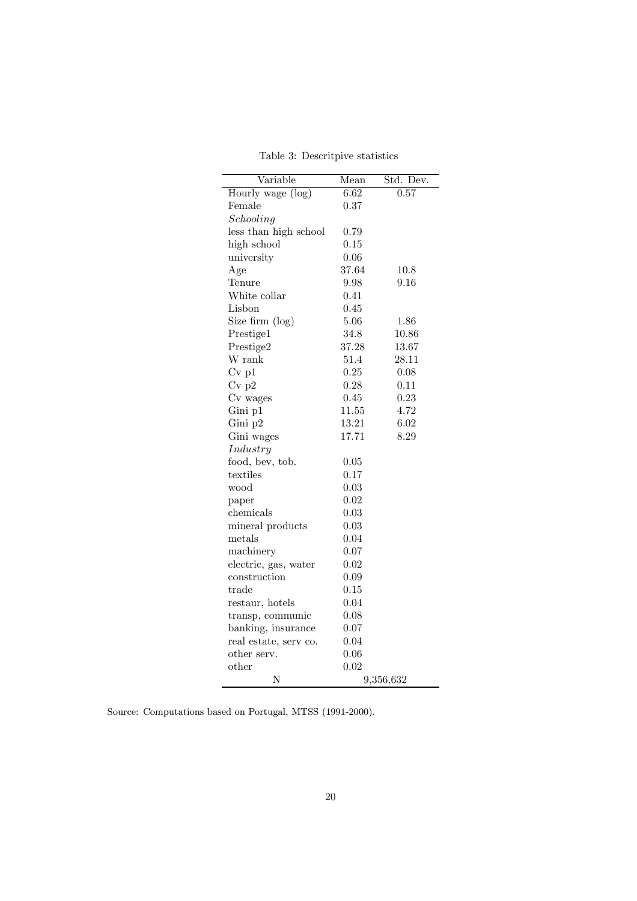Table 3: Descritpive statistics

| Variable | Mean | Std. Dev. |
|---|---|---|
| Hourly wage (log) | 6.62 | 0.57 |
| Female | 0.37 | |
| *Schooling* | | |
| less than high school | 0.79 | |
| high school | 0.15 | |
| university | 0.06 | |
| Age | 37.64 | 10.8 |
| Tenure | 9.98 | 9.16 |
| White collar | 0.41 | |
| Lisbon | 0.45 | |
| Size firm (log) | 5.06 | 1.86 |
| Prestige1 | 34.8 | 10.86 |
| Prestige2 | 37.28 | 13.67 |
| W rank | 51.4 | 28.11 |
| Cv p1 | 0.25 | 0.08 |
| Cv p2 | 0.28 | 0.11 |
| Cv wages | 0.45 | 0.23 |
| Gini p1 | 11.55 | 4.72 |
| Gini p2 | 13.21 | 6.02 |
| Gini wages | 17.71 | 8.29 |
| *Industry* | | |
| food, bev, tob. | 0.05 | |
| textiles | 0.17 | |
| wood | 0.03 | |
| paper | 0.02 | |
| chemicals | 0.03 | |
| mineral products | 0.03 | |
| metals | 0.04 | |
| machinery | 0.07 | |
| electric, gas, water | 0.02 | |
| construction | 0.09 | |
| trade | 0.15 | |
| restaur, hotels | 0.04 | |
| transp, communic | 0.08 | |
| banking, insurance | 0.07 | |
| real estate, serv co. | 0.04 | |
| other serv. | 0.06 | |
| other | 0.02 | |
| N | 9,356,632 | |

Source: Computations based on Portugal, MTSS (1991-2000).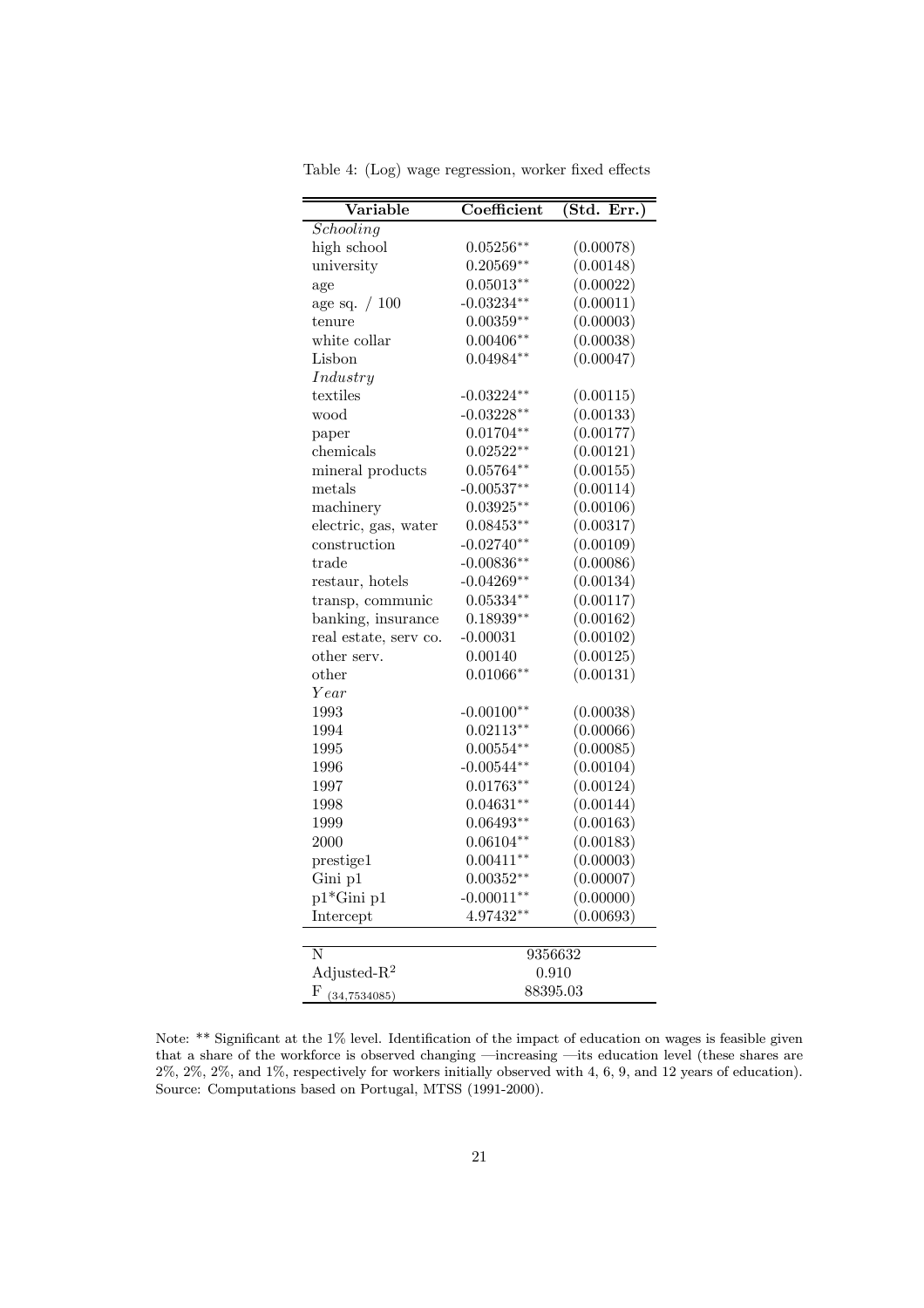Table 4: (Log) wage regression, worker fixed effects

| Variable | Coefficient | (Std. Err.) |
|---|---|---|
| *Schooling* | | |
| high school | 0.05256** | (0.00078) |
| university | 0.20569** | (0.00148) |
| age | 0.05013** | (0.00022) |
| age sq. / 100 | -0.03234** | (0.00011) |
| tenure | 0.00359** | (0.00003) |
| white collar | 0.00406** | (0.00038) |
| Lisbon | 0.04984** | (0.00047) |
| *Industry* | | |
| textiles | -0.03224** | (0.00115) |
| wood | -0.03228** | (0.00133) |
| paper | 0.01704** | (0.00177) |
| chemicals | 0.02522** | (0.00121) |
| mineral products | 0.05764** | (0.00155) |
| metals | -0.00537** | (0.00114) |
| machinery | 0.03925** | (0.00106) |
| electric, gas, water | 0.08453** | (0.00317) |
| construction | -0.02740** | (0.00109) |
| trade | -0.00836** | (0.00086) |
| restaur, hotels | -0.04269** | (0.00134) |
| transp, communic | 0.05334** | (0.00117) |
| banking, insurance | 0.18939** | (0.00162) |
| real estate, serv co. | -0.00031 | (0.00102) |
| other serv. | 0.00140 | (0.00125) |
| other | 0.01066** | (0.00131) |
| *Year* | | |
| 1993 | -0.00100** | (0.00038) |
| 1994 | 0.02113** | (0.00066) |
| 1995 | 0.00554** | (0.00085) |
| 1996 | -0.00544** | (0.00104) |
| 1997 | 0.01763** | (0.00124) |
| 1998 | 0.04631** | (0.00144) |
| 1999 | 0.06493** | (0.00163) |
| 2000 | 0.06104** | (0.00183) |
| prestige1 | 0.00411** | (0.00003) |
| Gini p1 | 0.00352** | (0.00007) |
| p1*Gini p1 | -0.00011** | (0.00000) |
| Intercept | 4.97432** | (0.00693) |
| N | 9356632 | |
| Adjusted-$R^2$ | 0.910 | |
| $F_{(34,7534085)}$ | 88395.03 | |

Note: ** Significant at the 1% level. Identification of the impact of education on wages is feasible given that a share of the workforce is observed changing —increasing —its education level (these shares are 2%, 2%, 2%, and 1%, respectively for workers initially observed with 4, 6, 9, and 12 years of education). Source: Computations based on Portugal, MTSS (1991-2000).